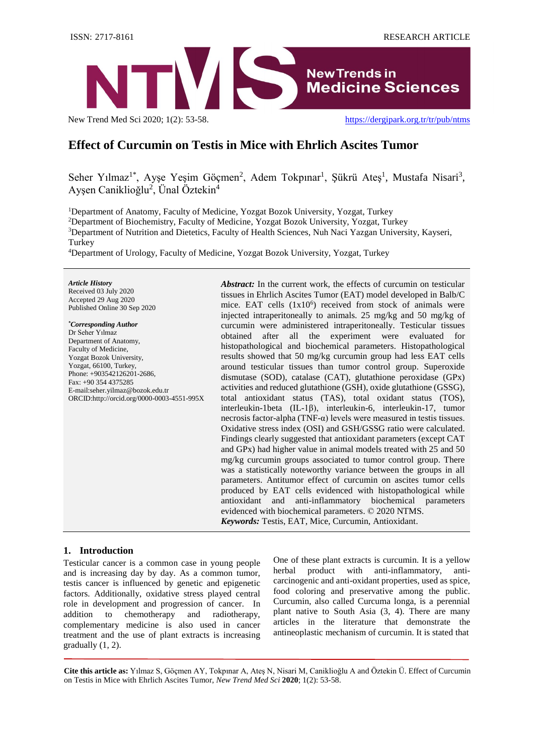ISSN: 2717-8161 RESEARCH ARTICLE

New Trends in Medicine Sciences

# Effect of Curcumin on Testis in Mice with Ehrlich Ascites Tumor

Seher Yılmaz[1*], Ayşe Yeşim Göçmen[2], Adem Tokpınar[1], Şükrü Ateş[1], Mustafa Nisari[3], Ayşen Caniklioğlu[2], Ünal Öztekin[4]

[1]Department of Anatomy, Faculty of Medicine, Yozgat Bozok University, Yozgat, Turkey
[2]Department of Biochemistry, Faculty of Medicine, Yozgat Bozok University, Yozgat, Turkey
[3]Department of Nutrition and Dietetics, Faculty of Health Sciences, Nuh Naci Yazgan University, Kayseri, Turkey
[4]Department of Urology, Faculty of Medicine, Yozgat Bozok University, Yozgat, Turkey

***Article History***
Received 03 July 2020
Accepted 29 Aug 2020
Published Online 30 Sep 2020

***\*Corresponding Author***
Dr Seher Yılmaz
Department of Anatomy,
Faculty of Medicine,
Yozgat Bozok University,
Yozgat, 66100, Turkey,
Phone: +903542126201-2686,
Fax: +90 354 4375285
E-mail:seher.yilmaz@bozok.edu.tr
ORCID:http://orcid.org/0000-0003-4551-995X

***Abstract:*** In the current work, the effects of curcumin on testicular tissues in Ehrlich Ascites Tumor (EAT) model developed in Balb/C mice. EAT cells ($1x10^6$) received from stock of animals were injected intraperitoneally to animals. 25 mg/kg and 50 mg/kg of curcumin were administered intraperitoneally. Testicular tissues obtained after all the experiment were evaluated for histopathological and biochemical parameters. Histopathological results showed that 50 mg/kg curcumin group had less EAT cells around testicular tissues than tumor control group. Superoxide dismutase (SOD), catalase (CAT), glutathione peroxidase (GPx) activities and reduced glutathione (GSH), oxide glutathione (GSSG), total antioxidant status (TAS), total oxidant status (TOS), interleukin-1beta (IL-1β), interleukin-6, interleukin-17, tumor necrosis factor-alpha (TNF-α) levels were measured in testis tissues. Oxidative stress index (OSI) and GSH/GSSG ratio were calculated. Findings clearly suggested that antioxidant parameters (except CAT and GPx) had higher value in animal models treated with 25 and 50 mg/kg curcumin groups associated to tumor control group. There was a statistically noteworthy variance between the groups in all parameters. Antitumor effect of curcumin on ascites tumor cells produced by EAT cells evidenced with histopathological while antioxidant and anti-inflammatory biochemical parameters evidenced with biochemical parameters. © 2020 NTMS.

***Keywords:*** Testis, EAT, Mice, Curcumin, Antioxidant.

## 1. Introduction

Testicular cancer is a common case in young people and is increasing day by day. As a common tumor, testis cancer is influenced by genetic and epigenetic factors. Additionally, oxidative stress played central role in development and progression of cancer. In addition to chemotherapy and radiotherapy, complementary medicine is also used in cancer treatment and the use of plant extracts is increasing gradually (1, 2).

One of these plant extracts is curcumin. It is a yellow herbal product with anti-inflammatory, anti-carcinogenic and anti-oxidant properties, used as spice, food coloring and preservative among the public. Curcumin, also called Curcuma longa, is a perennial plant native to South Asia (3, 4). There are many articles in the literature that demonstrate the antineoplastic mechanism of curcumin. It is stated that

**Cite this article as:** Yılmaz S, Göçmen AY, Tokpınar A, Ateş N, Nisari M, Caniklioğlu A and Öztekin Ü. Effect of Curcumin on Testis in Mice with Ehrlich Ascites Tumor, *New Trend Med Sci* **2020**; 1(2): 53-58.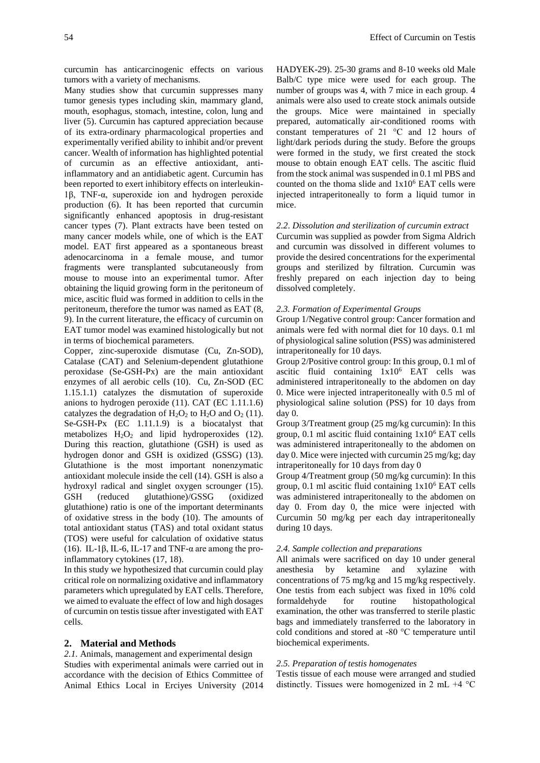curcumin has anticarcinogenic effects on various tumors with a variety of mechanisms.

Many studies show that curcumin suppresses many tumor genesis types including skin, mammary gland, mouth, esophagus, stomach, intestine, colon, lung and liver (5). Curcumin has captured appreciation because of its extra-ordinary pharmacological properties and experimentally verified ability to inhibit and/or prevent cancer. Wealth of information has highlighted potential of curcumin as an effective antioxidant, anti-inflammatory and an antidiabetic agent. Curcumin has been reported to exert inhibitory effects on interleukin-1β, TNF-α, superoxide ion and hydrogen peroxide production (6). It has been reported that curcumin significantly enhanced apoptosis in drug-resistant cancer types (7). Plant extracts have been tested on many cancer models while, one of which is the EAT model. EAT first appeared as a spontaneous breast adenocarcinoma in a female mouse, and tumor fragments were transplanted subcutaneously from mouse to mouse into an experimental tumor. After obtaining the liquid growing form in the peritoneum of mice, ascitic fluid was formed in addition to cells in the peritoneum, therefore the tumor was named as EAT (8, 9). In the current literature, the efficacy of curcumin on EAT tumor model was examined histologically but not in terms of biochemical parameters.

Copper, zinc-superoxide dismutase (Cu, Zn-SOD), Catalase (CAT) and Selenium-dependent glutathione peroxidase (Se-GSH-Px) are the main antioxidant enzymes of all aerobic cells (10). Cu, Zn-SOD (EC 1.15.1.1) catalyzes the dismutation of superoxide anions to hydrogen peroxide (11). CAT (EC 1.11.1.6) catalyzes the degradation of $H_2O_2$ to $H_2O$ and $O_2$ (11). Se-GSH-Px (EC 1.11.1.9) is a biocatalyst that metabolizes $H_2O_2$ and lipid hydroperoxides (12). During this reaction, glutathione (GSH) is used as hydrogen donor and GSH is oxidized (GSSG) (13). Glutathione is the most important nonenzymatic antioxidant molecule inside the cell (14). GSH is also a hydroxyl radical and singlet oxygen scrounger (15). GSH (reduced glutathione)/GSSG (oxidized glutathione) ratio is one of the important determinants of oxidative stress in the body (10). The amounts of total antioxidant status (TAS) and total oxidant status (TOS) were useful for calculation of oxidative status (16). IL-1β, IL-6, IL-17 and TNF-α are among the pro-inflammatory cytokines (17, 18).

In this study we hypothesized that curcumin could play critical role on normalizing oxidative and inflammatory parameters which upregulated by EAT cells. Therefore, we aimed to evaluate the effect of low and high dosages of curcumin on testis tissue after investigated with EAT cells.

## 2. Material and Methods

*2.1.* Animals, management and experimental design

Studies with experimental animals were carried out in accordance with the decision of Ethics Committee of Animal Ethics Local in Erciyes University (2014 HADYEK-29). 25-30 grams and 8-10 weeks old Male Balb/C type mice were used for each group. The number of groups was 4, with 7 mice in each group. 4 animals were also used to create stock animals outside the groups. Mice were maintained in specially prepared, automatically air-conditioned rooms with constant temperatures of 21 °C and 12 hours of light/dark periods during the study. Before the groups were formed in the study, we first created the stock mouse to obtain enough EAT cells. The ascitic fluid from the stock animal was suspended in 0.1 ml PBS and counted on the thoma slide and $1x10^6$ EAT cells were injected intraperitoneally to form a liquid tumor in mice.

*2.2. Dissolution and sterilization of curcumin extract*

Curcumin was supplied as powder from Sigma Aldrich and curcumin was dissolved in different volumes to provide the desired concentrations for the experimental groups and sterilized by filtration. Curcumin was freshly prepared on each injection day to being dissolved completely.

*2.3. Formation of Experimental Groups*

Group 1/Negative control group: Cancer formation and animals were fed with normal diet for 10 days. 0.1 ml of physiological saline solution (PSS) was administered intraperitoneally for 10 days.

Group 2/Positive control group: In this group, 0.1 ml of ascitic fluid containing $1x10^6$ EAT cells was administered intraperitoneally to the abdomen on day 0. Mice were injected intraperitoneally with 0.5 ml of physiological saline solution (PSS) for 10 days from day 0.

Group 3/Treatment group (25 mg/kg curcumin): In this group, 0.1 ml ascitic fluid containing $1x10^6$ EAT cells was administered intraperitoneally to the abdomen on day 0. Mice were injected with curcumin 25 mg/kg; day intraperitoneally for 10 days from day 0

Group 4/Treatment group (50 mg/kg curcumin): In this group, 0.1 ml ascitic fluid containing $1x10^6$ EAT cells was administered intraperitoneally to the abdomen on day 0. From day 0, the mice were injected with Curcumin 50 mg/kg per each day intraperitoneally during 10 days.

*2.4. Sample collection and preparations*

All animals were sacrificed on day 10 under general anesthesia by ketamine and xylazine with concentrations of 75 mg/kg and 15 mg/kg respectively. One testis from each subject was fixed in 10% cold formaldehyde for routine histopathological examination, the other was transferred to sterile plastic bags and immediately transferred to the laboratory in cold conditions and stored at -80 °C temperature until biochemical experiments.

*2.5. Preparation of testis homogenates*

Testis tissue of each mouse were arranged and studied distinctly. Tissues were homogenized in 2 mL +4 °C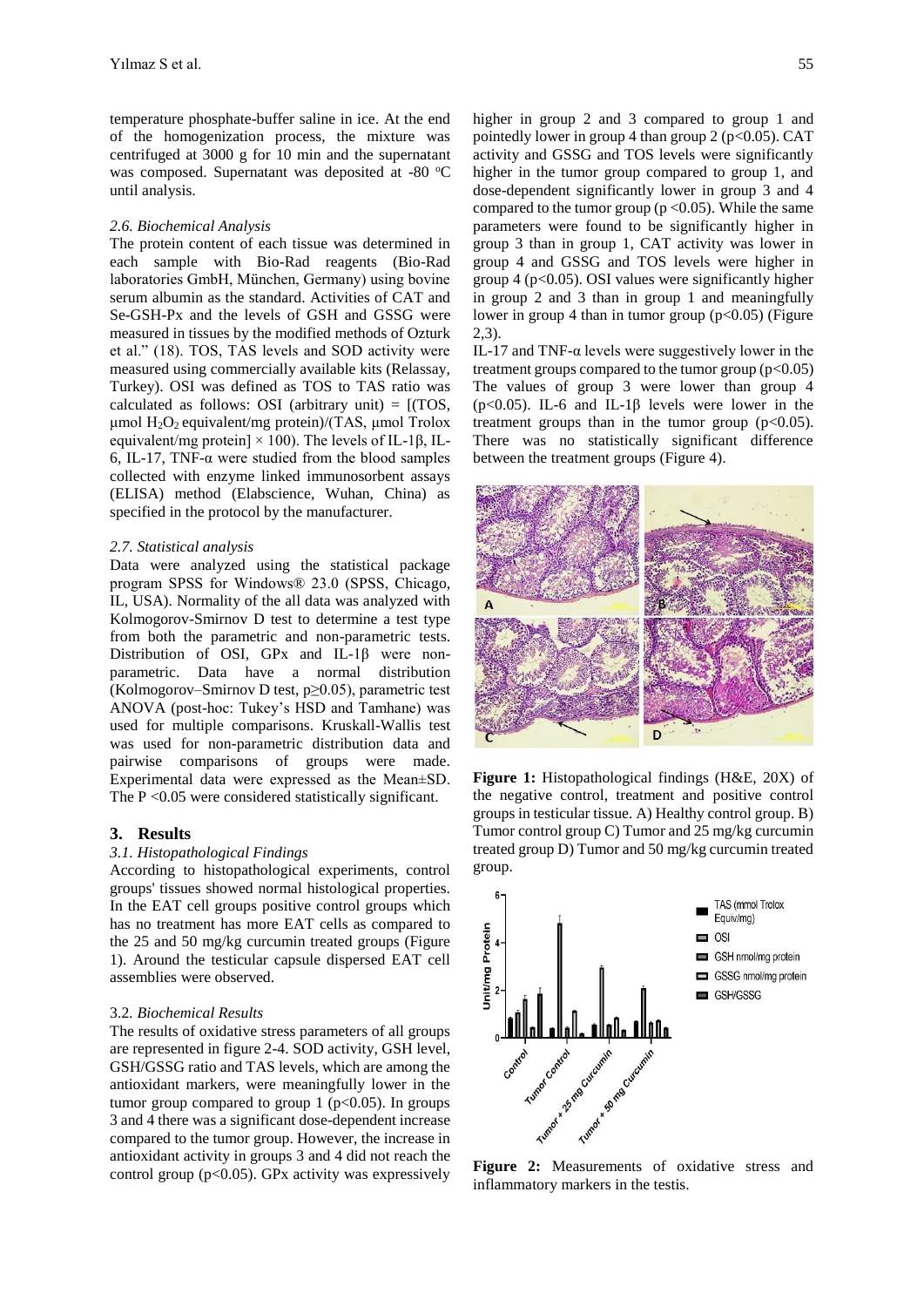temperature phosphate-buffer saline in ice. At the end of the homogenization process, the mixture was centrifuged at 3000 g for 10 min and the supernatant was composed. Supernatant was deposited at -80 °C until analysis.

### 2.6. Biochemical Analysis

The protein content of each tissue was determined in each sample with Bio-Rad reagents (Bio-Rad laboratories GmbH, München, Germany) using bovine serum albumin as the standard. Activities of CAT and Se-GSH-Px and the levels of GSH and GSSG were measured in tissues by the modified methods of Ozturk et al." (18). TOS, TAS levels and SOD activity were measured using commercially available kits (Relassay, Turkey). OSI was defined as TOS to TAS ratio was calculated as follows: OSI (arbitrary unit) = [(TOS, μmol $H_2O_2$ equivalent/mg protein)/(TAS, μmol Trolox equivalent/mg protein] × 100). The levels of IL-1β, IL-6, IL-17, TNF-α were studied from the blood samples collected with enzyme linked immunosorbent assays (ELISA) method (Elabscience, Wuhan, China) as specified in the protocol by the manufacturer.

### 2.7. Statistical analysis

Data were analyzed using the statistical package program SPSS for Windows® 23.0 (SPSS, Chicago, IL, USA). Normality of the all data was analyzed with Kolmogorov-Smirnov D test to determine a test type from both the parametric and non-parametric tests. Distribution of OSI, GPx and IL-1β were non-parametric. Data have a normal distribution (Kolmogorov–Smirnov D test, $p \geq 0.05$), parametric test ANOVA (post-hoc: Tukey's HSD and Tamhane) was used for multiple comparisons. Kruskall-Wallis test was used for non-parametric distribution data and pairwise comparisons of groups were made. Experimental data were expressed as the Mean±SD. The $P < 0.05$ were considered statistically significant.

## 3. Results

### 3.1. Histopathological Findings

According to histopathological experiments, control groups' tissues showed normal histological properties. In the EAT cell groups positive control groups which has no treatment has more EAT cells as compared to the 25 and 50 mg/kg curcumin treated groups (Figure 1). Around the testicular capsule dispersed EAT cell assemblies were observed.

### 3.2. Biochemical Results

The results of oxidative stress parameters of all groups are represented in figure 2-4. SOD activity, GSH level, GSH/GSSG ratio and TAS levels, which are among the antioxidant markers, were meaningfully lower in the tumor group compared to group 1 ($p<0.05$). In groups 3 and 4 there was a significant dose-dependent increase compared to the tumor group. However, the increase in antioxidant activity in groups 3 and 4 did not reach the control group ($p<0.05$). GPx activity was expressively higher in group 2 and 3 compared to group 1 and pointedly lower in group 4 than group 2 ($p<0.05$). CAT activity and GSSG and TOS levels were significantly higher in the tumor group compared to group 1, and dose-dependent significantly lower in group 3 and 4 compared to the tumor group ($p < 0.05$). While the same parameters were found to be significantly higher in group 3 than in group 1, CAT activity was lower in group 4 and GSSG and TOS levels were higher in group 4 ($p<0.05$). OSI values were significantly higher in group 2 and 3 than in group 1 and meaningfully lower in group 4 than in tumor group ($p<0.05$) (Figure 2,3).

IL-17 and TNF-α levels were suggestively lower in the treatment groups compared to the tumor group ($p<0.05$) The values of group 3 were lower than group 4 ($p<0.05$). IL-6 and IL-1β levels were lower in the treatment groups than in the tumor group ($p<0.05$). There was no statistically significant difference between the treatment groups (Figure 4).

**Figure 1:** Histopathological findings (H&E, 20X) of the negative control, treatment and positive control groups in testicular tissue. A) Healthy control group. B) Tumor control group C) Tumor and 25 mg/kg curcumin treated group D) Tumor and 50 mg/kg curcumin treated group.

**Figure 2:** Measurements of oxidative stress and inflammatory markers in the testis.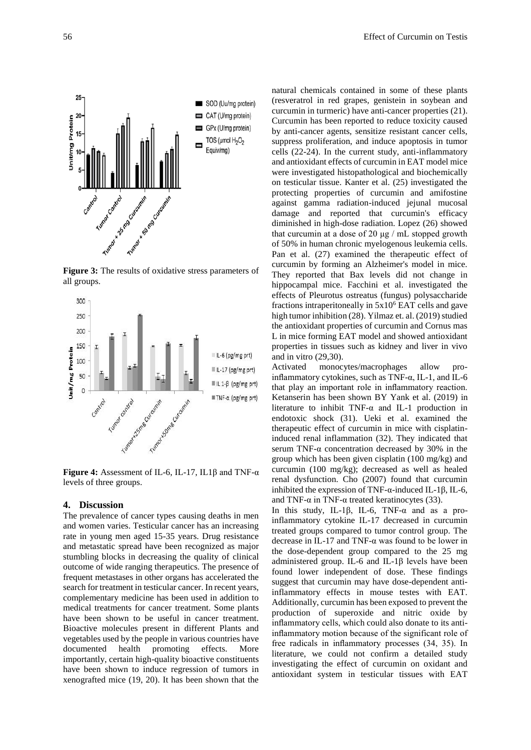**Figure 3:** The results of oxidative stress parameters of all groups.

**Figure 4:** Assessment of IL-6, IL-17, IL1β and TNF-α levels of three groups.

## 4. Discussion

The prevalence of cancer types causing deaths in men and women varies. Testicular cancer has an increasing rate in young men aged 15-35 years. Drug resistance and metastatic spread have been recognized as major stumbling blocks in decreasing the quality of clinical outcome of wide ranging therapeutics. The presence of frequent metastases in other organs has accelerated the search for treatment in testicular cancer. In recent years, complementary medicine has been used in addition to medical treatments for cancer treatment. Some plants have been shown to be useful in cancer treatment. Bioactive molecules present in different Plants and vegetables used by the people in various countries have documented health promoting effects. More importantly, certain high-quality bioactive constituents have been shown to induce regression of tumors in xenografted mice (19, 20). It has been shown that the natural chemicals contained in some of these plants (resveratrol in red grapes, genistein in soybean and curcumin in turmeric) have anti-cancer properties (21). Curcumin has been reported to reduce toxicity caused by anti-cancer agents, sensitize resistant cancer cells, suppress proliferation, and induce apoptosis in tumor cells (22-24). In the current study, anti-inflammatory and antioxidant effects of curcumin in EAT model mice were investigated histopathological and biochemically on testicular tissue. Kanter et al. (25) investigated the protecting properties of curcumin and amifostine against gamma radiation-induced jejunal mucosal damage and reported that curcumin's efficacy diminished in high-dose radiation. Lopez (26) showed that curcumin at a dose of 20 μg / mL stopped growth of 50% in human chronic myelogenous leukemia cells. Pan et al. (27) examined the therapeutic effect of curcumin by forming an Alzheimer's model in mice. They reported that Bax levels did not change in hippocampal mice. Facchini et al. investigated the effects of Pleurotus ostreatus (fungus) polysaccharide fractions intraperitoneally in $5x10^6$ EAT cells and gave high tumor inhibition (28). Yilmaz et. al. (2019) studied the antioxidant properties of curcumin and Cornus mas L in mice forming EAT model and showed antioxidant properties in tissues such as kidney and liver in vivo and in vitro (29,30).

Activated monocytes/macrophages allow pro-inflammatory cytokines, such as TNF-α, IL-1, and IL-6 that play an important role in inflammatory reaction. Ketanserin has been shown BY Yank et al. (2019) in literature to inhibit TNF-α and IL-1 production in endotoxic shock (31). Ueki et al. examined the therapeutic effect of curcumin in mice with cisplatin-induced renal inflammation (32). They indicated that serum TNF-α concentration decreased by 30% in the group which has been given cisplatin (100 mg/kg) and curcumin (100 mg/kg); decreased as well as healed renal dysfunction. Cho (2007) found that curcumin inhibited the expression of TNF-α-induced IL-1β, IL-6, and TNF-α in TNF-α treated keratinocytes (33).

In this study, IL-1β, IL-6, TNF-α and as a pro-inflammatory cytokine IL-17 decreased in curcumin treated groups compared to tumor control group. The decrease in IL-17 and TNF-α was found to be lower in the dose-dependent group compared to the 25 mg administered group. IL-6 and IL-1β levels have been found lower independent of dose. These findings suggest that curcumin may have dose-dependent anti-inflammatory effects in mouse testes with EAT. Additionally, curcumin has been exposed to prevent the production of superoxide and nitric oxide by inflammatory cells, which could also donate to its anti-inflammatory motion because of the significant role of free radicals in inflammatory processes (34, 35). In literature, we could not confirm a detailed study investigating the effect of curcumin on oxidant and antioxidant system in testicular tissues with EAT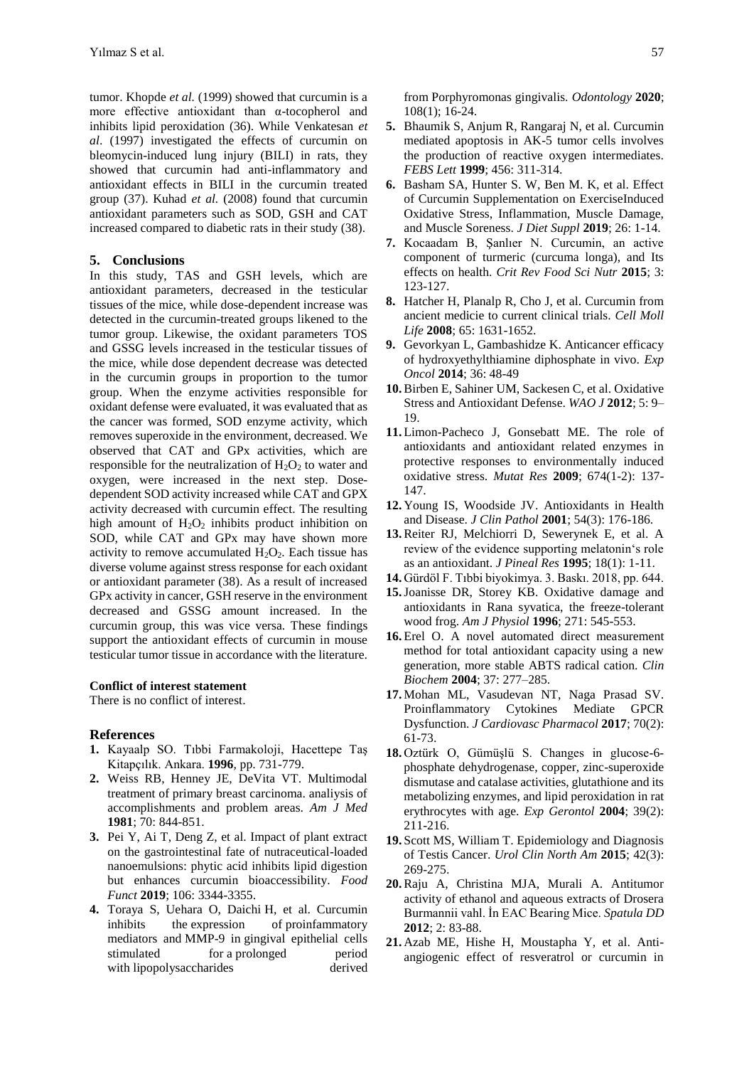tumor. Khopde *et al.* (1999) showed that curcumin is a more effective antioxidant than α-tocopherol and inhibits lipid peroxidation (36). While Venkatesan *et al*. (1997) investigated the effects of curcumin on bleomycin-induced lung injury (BILI) in rats, they showed that curcumin had anti-inflammatory and antioxidant effects in BILI in the curcumin treated group (37). Kuhad *et al.* (2008) found that curcumin antioxidant parameters such as SOD, GSH and CAT increased compared to diabetic rats in their study (38).

## 5. Conclusions

In this study, TAS and GSH levels, which are antioxidant parameters, decreased in the testicular tissues of the mice, while dose-dependent increase was detected in the curcumin-treated groups likened to the tumor group. Likewise, the oxidant parameters TOS and GSSG levels increased in the testicular tissues of the mice, while dose dependent decrease was detected in the curcumin groups in proportion to the tumor group. When the enzyme activities responsible for oxidant defense were evaluated, it was evaluated that as the cancer was formed, SOD enzyme activity, which removes superoxide in the environment, decreased. We observed that CAT and GPx activities, which are responsible for the neutralization of $H_2O_2$ to water and oxygen, were increased in the next step. Dose-dependent SOD activity increased while CAT and GPX activity decreased with curcumin effect. The resulting high amount of $H_2O_2$ inhibits product inhibition on SOD, while CAT and GPx may have shown more activity to remove accumulated $H_2O_2$. Each tissue has diverse volume against stress response for each oxidant or antioxidant parameter (38). As a result of increased GPx activity in cancer, GSH reserve in the environment decreased and GSSG amount increased. In the curcumin group, this was vice versa. These findings support the antioxidant effects of curcumin in mouse testicular tumor tissue in accordance with the literature.

**Conflict of interest statement**

There is no conflict of interest.

## References

1. Kayaalp SO. Tıbbi Farmakoloji, Hacettepe Taş Kitapçılık. Ankara. **1996**, pp. 731-779.
2. Weiss RB, Henney JE, DeVita VT. Multimodal treatment of primary breast carcinoma. analiysis of accomplishments and problem areas. *Am J Med* **1981**; 70: 844-851.
3. Pei Y, Ai T, Deng Z, et al. Impact of plant extract on the gastrointestinal fate of nutraceutical-loaded nanoemulsions: phytic acid inhibits lipid digestion but enhances curcumin bioaccessibility. *Food Funct* **2019**; 106: 3344-3355.
4. Toraya S, Uehara O, Daichi H, et al. Curcumin inhibits the expression of proinfammatory mediators and MMP-9 in gingival epithelial cells stimulated for a prolonged period with lipopolysaccharides derived from Porphyromonas gingivalis. *Odontology* **2020**; 108(1); 16-24.
5. Bhaumik S, Anjum R, Rangaraj N, et al. Curcumin mediated apoptosis in AK-5 tumor cells involves the production of reactive oxygen intermediates. *FEBS Lett* **1999**; 456: 311-314.
6. Basham SA, Hunter S. W, Ben M. K, et al. Effect of Curcumin Supplementation on ExerciseInduced Oxidative Stress, Inflammation, Muscle Damage, and Muscle Soreness. *J Diet Suppl* **2019**; 26: 1-14.
7. Kocaadam B, Şanlıer N. Curcumin, an active component of turmeric (curcuma longa), and Its effects on health. *Crit Rev Food Sci Nutr* **2015**; 3: 123-127.
8. Hatcher H, Planalp R, Cho J, et al. Curcumin from ancient medicie to current clinical trials. *Cell Moll Life* **2008**; 65: 1631-1652.
9. Gevorkyan L, Gambashidze K. Anticancer efficacy of hydroxyethylthiamine diphosphate in vivo. *Exp Oncol* **2014**; 36: 48-49
10. Birben E, Sahiner UM, Sackesen C, et al. Oxidative Stress and Antioxidant Defense. *WAO J* **2012**; 5: 9–19.
11. Limon-Pacheco J, Gonsebatt ME. The role of antioxidants and antioxidant related enzymes in protective responses to environmentally induced oxidative stress. *Mutat Res* **2009**; 674(1-2): 137-147.
12. Young IS, Woodside JV. Antioxidants in Health and Disease. *J Clin Pathol* **2001**; 54(3): 176-186.
13. Reiter RJ, Melchiorri D, Sewerynek E, et al. A review of the evidence supporting melatonin's role as an antioxidant. *J Pineal Res* **1995**; 18(1): 1-11.
14. Gürdöl F. Tıbbi biyokimya. 3. Baskı. 2018, pp. 644.
15. Joanisse DR, Storey KB. Oxidative damage and antioxidants in Rana syvatica, the freeze-tolerant wood frog. *Am J Physiol* **1996**; 271: 545-553.
16. Erel O. A novel automated direct measurement method for total antioxidant capacity using a new generation, more stable ABTS radical cation. *Clin Biochem* **2004**; 37: 277–285.
17. Mohan ML, Vasudevan NT, Naga Prasad SV. Proinflammatory Cytokines Mediate GPCR Dysfunction. *J Cardiovasc Pharmacol* **2017**; 70(2): 61-73.
18. Oztürk O, Gümüşlü S. Changes in glucose-6-phosphate dehydrogenase, copper, zinc-superoxide dismutase and catalase activities, glutathione and its metabolizing enzymes, and lipid peroxidation in rat erythrocytes with age. *Exp Gerontol* **2004**; 39(2): 211-216.
19. Scott MS, William T. Epidemiology and Diagnosis of Testis Cancer. *Urol Clin North Am* **2015**; 42(3): 269-275.
20. Raju A, Christina MJA, Murali A. Antitumor activity of ethanol and aqueous extracts of Drosera Burmannii vahl. İn EAC Bearing Mice. *Spatula DD* **2012**; 2: 83-88.
21. Azab ME, Hishe H, Moustapha Y, et al. Anti-angiogenic effect of resveratrol or curcumin in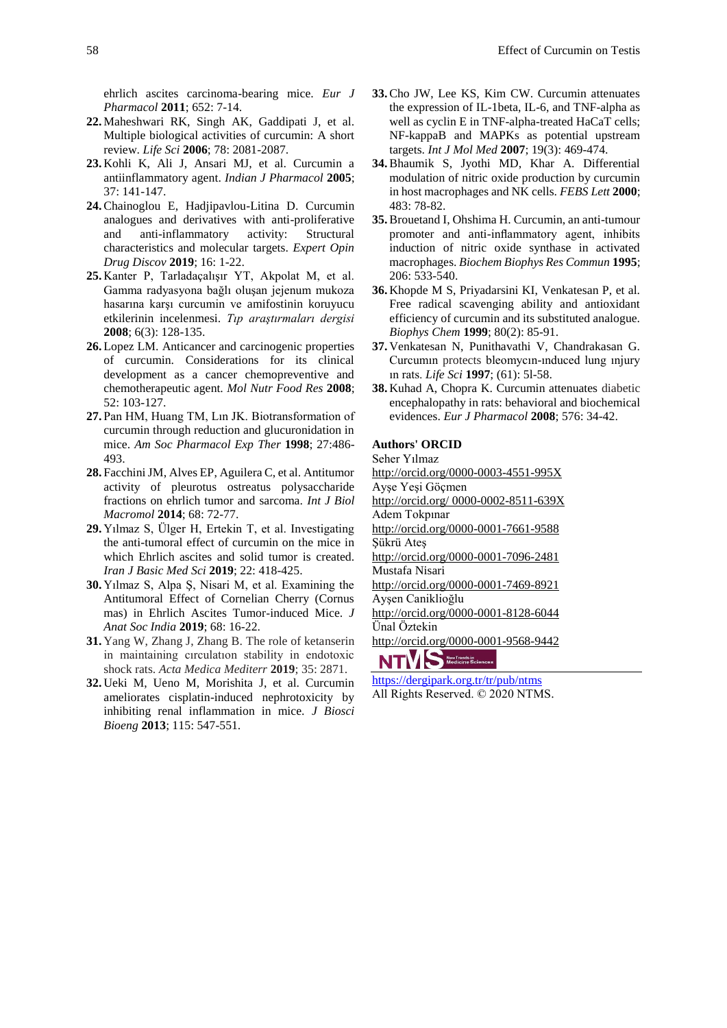ehrlich ascites carcinoma-bearing mice. *Eur J Pharmacol* **2011**; 652: 7-14.

22. Maheshwari RK, Singh AK, Gaddipati J, et al. Multiple biological activities of curcumin: A short review. *Life Sci* **2006**; 78: 2081-2087.
23. Kohli K, Ali J, Ansari MJ, et al. Curcumin a antiinflammatory agent. *Indian J Pharmacol* **2005**; 37: 141-147.
24. Chainoglou E, Hadjipavlou-Litina D. Curcumin analogues and derivatives with anti-proliferative and anti-inflammatory activity: Structural characteristics and molecular targets. *Expert Opin Drug Discov* **2019**; 16: 1-22.
25. Kanter P, Tarladaçalışır YT, Akpolat M, et al. Gamma radyasyona bağlı oluşan jejenum mukoza hasarına karşı curcumin ve amifostinin koruyucu etkilerinin incelenmesi. *Tıp araştırmaları dergisi* **2008**; 6(3): 128-135.
26. Lopez LM. Anticancer and carcinogenic properties of curcumin. Considerations for its clinical development as a cancer chemopreventive and chemotherapeutic agent. *Mol Nutr Food Res* **2008**; 52: 103-127.
27. Pan HM, Huang TM, Lın JK. Biotransformation of curcumin through reduction and glucuronidation in mice. *Am Soc Pharmacol Exp Ther* **1998**; 27:486-493.
28. Facchini JM, Alves EP, Aguilera C, et al. Antitumor activity of pleurotus ostreatus polysaccharide fractions on ehrlich tumor and sarcoma. *Int J Biol Macromol* **2014**; 68: 72-77.
29. Yılmaz S, Ülger H, Ertekin T, et al. Investigating the anti-tumoral effect of curcumin on the mice in which Ehrlich ascites and solid tumor is created. *Iran J Basic Med Sci* **2019**; 22: 418-425.
30. Yılmaz S, Alpa Ş, Nisari M, et al. Examining the Antitumoral Effect of Cornelian Cherry (Cornus mas) in Ehrlich Ascites Tumor-induced Mice. *J Anat Soc India* **2019**; 68: 16-22.
31. Yang W, Zhang J, Zhang B. The role of ketanserin in maintaining cırculatıon stability in endotoxic shock rats. *Acta Medica Mediterr* **2019**; 35: 2871.
32. Ueki M, Ueno M, Morishita J, et al. Curcumin ameliorates cisplatin-induced nephrotoxicity by inhibiting renal inflammation in mice. *J Biosci Bioeng* **2013**; 115: 547-551.
33. Cho JW, Lee KS, Kim CW. Curcumin attenuates the expression of IL-1beta, IL-6, and TNF-alpha as well as cyclin E in TNF-alpha-treated HaCaT cells; NF-kappaB and MAPKs as potential upstream targets. *Int J Mol Med* **2007**; 19(3): 469-474.
34. Bhaumik S, Jyothi MD, Khar A. Differential modulation of nitric oxide production by curcumin in host macrophages and NK cells. *FEBS Lett* **2000**; 483: 78-82.
35. Brouetand I, Ohshima H. Curcumin, an anti-tumour promoter and anti-inflammatory agent, inhibits induction of nitric oxide synthase in activated macrophages. *Biochem Biophys Res Commun* **1995**; 206: 533-540.
36. Khopde M S, Priyadarsini KI, Venkatesan P, et al. Free radical scavenging ability and antioxidant efficiency of curcumin and its substituted analogue. *Biophys Chem* **1999**; 80(2): 85-91.
37. Venkatesan N, Punithavathi V, Chandrakasan G. Curcumın protects bleomycın-ınduced lung ınjury ın rats. *Life Sci* **1997**; (61): 5l-58.
38. Kuhad A, Chopra K. Curcumin attenuates diabetic encephalopathy in rats: behavioral and biochemical evidences. *Eur J Pharmacol* **2008**; 576: 34-42.

**Authors' ORCID**

Seher Yılmaz
http://orcid.org/0000-0003-4551-995X
Ayşe Yeşi Göçmen
http://orcid.org/ 0000-0002-8511-639X
Adem Tokpınar
http://orcid.org/0000-0001-7661-9588
Şükrü Ateş
http://orcid.org/0000-0001-7096-2481
Mustafa Nisari
http://orcid.org/0000-0001-7469-8921
Ayşen Caniklioğlu
http://orcid.org/0000-0001-8128-6044
Ünal Öztekin
http://orcid.org/0000-0001-9568-9442

https://dergipark.org.tr/tr/pub/ntms
All Rights Reserved. © 2020 NTMS.